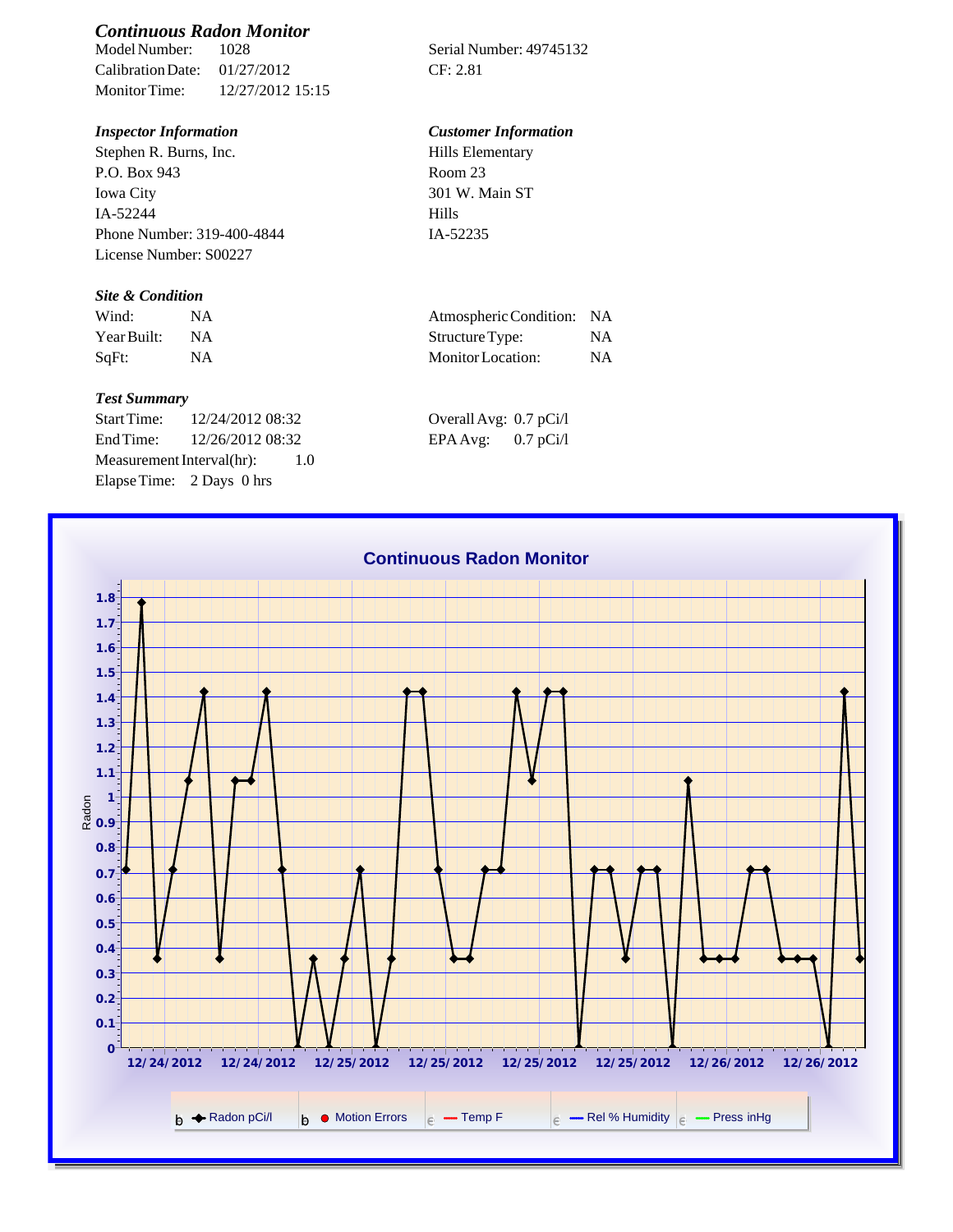# *Continuous Radon Monitor*

Model Number: 1028
Calibration Date: 01/27/2012
Monitor Time: 12/27/2012 15:15

Serial Number: 49745132
CF: 2.81

### *Inspector Information*

Stephen R. Burns, Inc.
P.O. Box 943
Iowa City
IA-52244
Phone Number: 319-400-4844
License Number: S00227

### *Customer Information*

Hills Elementary
Room 23
301 W. Main ST
Hills
IA-52235

### *Site & Condition*

| | | | |
|---|---|---|---|
| Wind: | NA | Atmospheric Condition: | NA |
| Year Built: | NA | Structure Type: | NA |
| SqFt: | NA | Monitor Location: | NA |

### *Test Summary*

Start Time: 12/24/2012 08:32
End Time: 12/26/2012 08:32
Measurement Interval(hr): 1.0
Elapse Time: 2 Days 0 hrs

Overall Avg: 0.7 pCi/l
EPA Avg: 0.7 pCi/l

Continuous Radon Monitor

Radon

1.8
1.7
1.6
1.5
1.4
1.3
1.2
1.1
1
0.9
0.8
0.7
0.6
0.5
0.4
0.3
0.2
0.1
0

12/24/2012 12/24/2012 12/25/2012 12/25/2012 12/25/2012 12/25/2012 12/26/2012 12/26/2012

Radon pCi/l
Motion Errors
Temp F
Rel % Humidity
Press inHg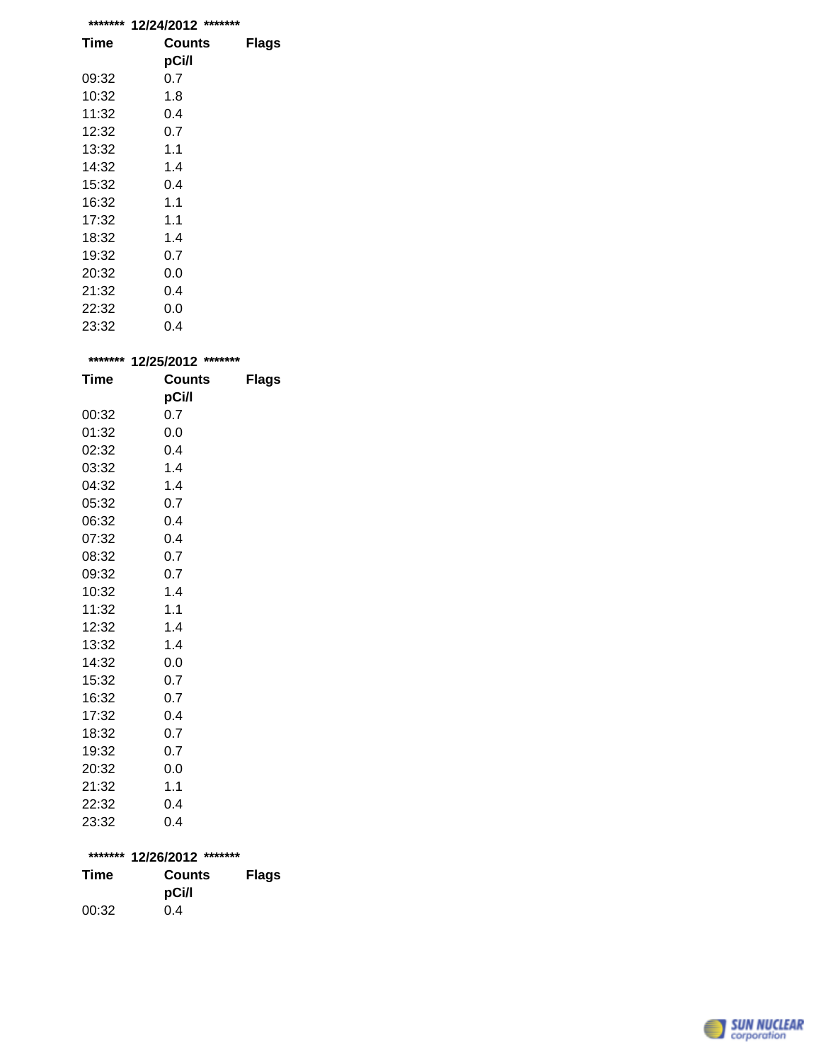******* 12/24/2012 *******

| Time | Counts pCi/l | Flags |
|---|---|---|
| 09:32 | 0.7 | |
| 10:32 | 1.8 | |
| 11:32 | 0.4 | |
| 12:32 | 0.7 | |
| 13:32 | 1.1 | |
| 14:32 | 1.4 | |
| 15:32 | 0.4 | |
| 16:32 | 1.1 | |
| 17:32 | 1.1 | |
| 18:32 | 1.4 | |
| 19:32 | 0.7 | |
| 20:32 | 0.0 | |
| 21:32 | 0.4 | |
| 22:32 | 0.0 | |
| 23:32 | 0.4 | |

******* 12/25/2012 *******

| Time | Counts pCi/l | Flags |
|---|---|---|
| 00:32 | 0.7 | |
| 01:32 | 0.0 | |
| 02:32 | 0.4 | |
| 03:32 | 1.4 | |
| 04:32 | 1.4 | |
| 05:32 | 0.7 | |
| 06:32 | 0.4 | |
| 07:32 | 0.4 | |
| 08:32 | 0.7 | |
| 09:32 | 0.7 | |
| 10:32 | 1.4 | |
| 11:32 | 1.1 | |
| 12:32 | 1.4 | |
| 13:32 | 1.4 | |
| 14:32 | 0.0 | |
| 15:32 | 0.7 | |
| 16:32 | 0.7 | |
| 17:32 | 0.4 | |
| 18:32 | 0.7 | |
| 19:32 | 0.7 | |
| 20:32 | 0.0 | |
| 21:32 | 1.1 | |
| 22:32 | 0.4 | |
| 23:32 | 0.4 | |

******* 12/26/2012 *******

| Time | Counts pCi/l | Flags |
|---|---|---|
| 00:32 | 0.4 | |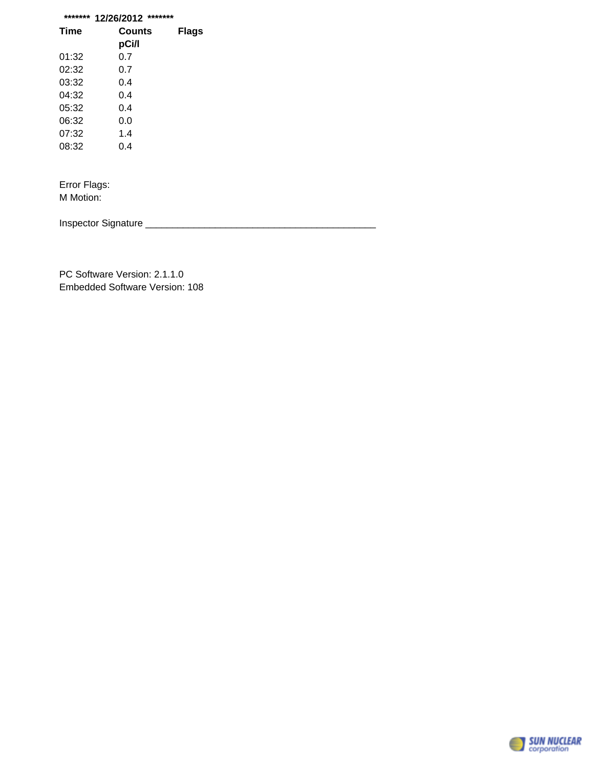**\*\*\*\*\*\*\* 12/26/2012 \*\*\*\*\*\*\***

| Time | Counts pCi/l | Flags |
|---|---|---|
| 01:32 | 0.7 | |
| 02:32 | 0.7 | |
| 03:32 | 0.4 | |
| 04:32 | 0.4 | |
| 05:32 | 0.4 | |
| 06:32 | 0.0 | |
| 07:32 | 1.4 | |
| 08:32 | 0.4 | |

Error Flags:
M Motion:

Inspector Signature ___________________________________________

PC Software Version: 2.1.1.0
Embedded Software Version: 108

SUN NUCLEAR corporation